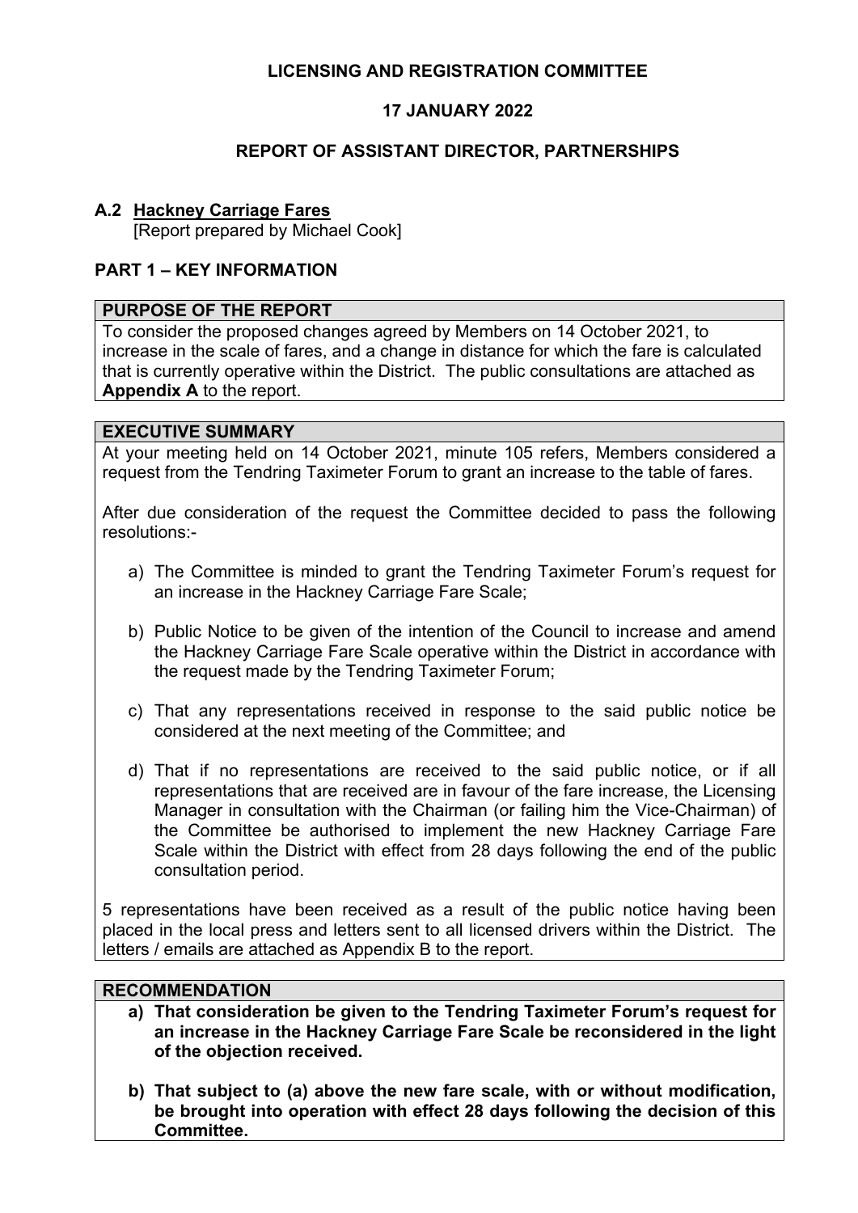**LICENSING AND REGISTRATION COMMITTEE**

**17 JANUARY 2022**

**REPORT OF ASSISTANT DIRECTOR, PARTNERSHIPS**

## A.2 Hackney Carriage Fares

[Report prepared by Michael Cook]

## PART 1 – KEY INFORMATION

### PURPOSE OF THE REPORT

To consider the proposed changes agreed by Members on 14 October 2021, to increase in the scale of fares, and a change in distance for which the fare is calculated that is currently operative within the District. The public consultations are attached as **Appendix A** to the report.

### EXECUTIVE SUMMARY

At your meeting held on 14 October 2021, minute 105 refers, Members considered a request from the Tendring Taximeter Forum to grant an increase to the table of fares.

After due consideration of the request the Committee decided to pass the following resolutions:-

a) The Committee is minded to grant the Tendring Taximeter Forum's request for an increase in the Hackney Carriage Fare Scale;

b) Public Notice to be given of the intention of the Council to increase and amend the Hackney Carriage Fare Scale operative within the District in accordance with the request made by the Tendring Taximeter Forum;

c) That any representations received in response to the said public notice be considered at the next meeting of the Committee; and

d) That if no representations are received to the said public notice, or if all representations that are received are in favour of the fare increase, the Licensing Manager in consultation with the Chairman (or failing him the Vice-Chairman) of the Committee be authorised to implement the new Hackney Carriage Fare Scale within the District with effect from 28 days following the end of the public consultation period.

5 representations have been received as a result of the public notice having been placed in the local press and letters sent to all licensed drivers within the District. The letters / emails are attached as Appendix B to the report.

### RECOMMENDATION

**a) That consideration be given to the Tendring Taximeter Forum's request for an increase in the Hackney Carriage Fare Scale be reconsidered in the light of the objection received.**

**b) That subject to (a) above the new fare scale, with or without modification, be brought into operation with effect 28 days following the decision of this Committee.**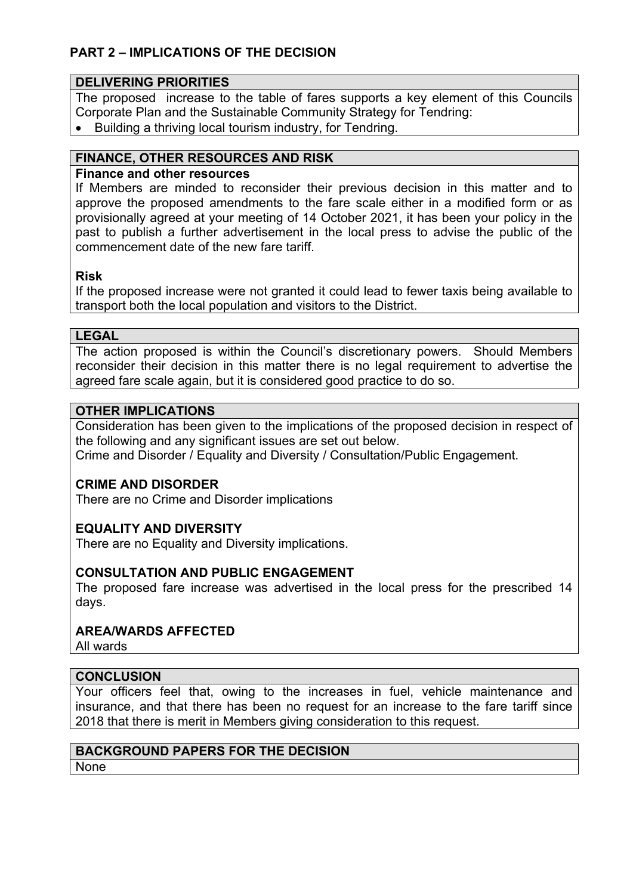## PART 2 – IMPLICATIONS OF THE DECISION

### DELIVERING PRIORITIES

The proposed increase to the table of fares supports a key element of this Councils Corporate Plan and the Sustainable Community Strategy for Tendring:

- Building a thriving local tourism industry, for Tendring.

### FINANCE, OTHER RESOURCES AND RISK

**Finance and other resources**

If Members are minded to reconsider their previous decision in this matter and to approve the proposed amendments to the fare scale either in a modified form or as provisionally agreed at your meeting of 14 October 2021, it has been your policy in the past to publish a further advertisement in the local press to advise the public of the commencement date of the new fare tariff.

**Risk**

If the proposed increase were not granted it could lead to fewer taxis being available to transport both the local population and visitors to the District.

### LEGAL

The action proposed is within the Council's discretionary powers. Should Members reconsider their decision in this matter there is no legal requirement to advertise the agreed fare scale again, but it is considered good practice to do so.

### OTHER IMPLICATIONS

Consideration has been given to the implications of the proposed decision in respect of the following and any significant issues are set out below.

Crime and Disorder / Equality and Diversity / Consultation/Public Engagement.

**CRIME AND DISORDER**

There are no Crime and Disorder implications

**EQUALITY AND DIVERSITY**

There are no Equality and Diversity implications.

**CONSULTATION AND PUBLIC ENGAGEMENT**

The proposed fare increase was advertised in the local press for the prescribed 14 days.

**AREA/WARDS AFFECTED**

All wards

### CONCLUSION

Your officers feel that, owing to the increases in fuel, vehicle maintenance and insurance, and that there has been no request for an increase to the fare tariff since 2018 that there is merit in Members giving consideration to this request.

### BACKGROUND PAPERS FOR THE DECISION

None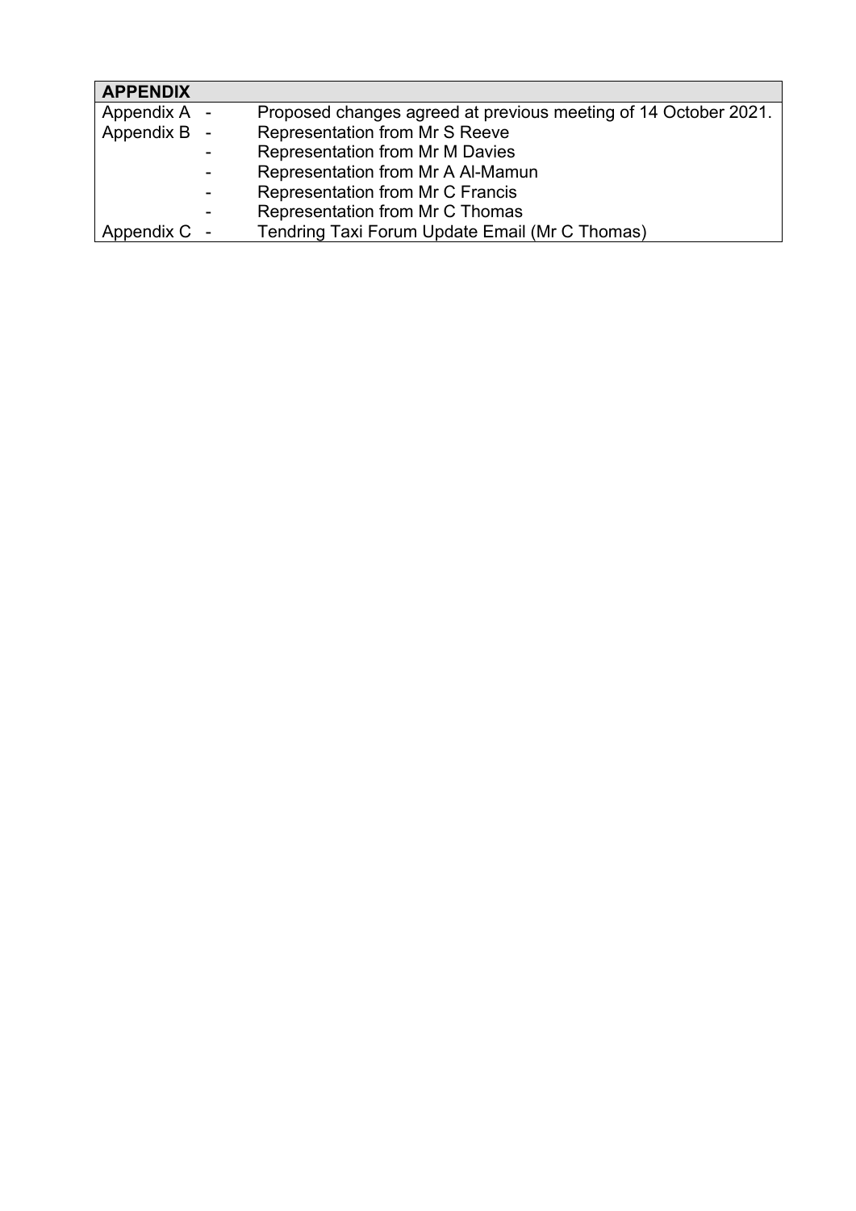| APPENDIX | | |
| --- | --- | --- |
| Appendix A | - | Proposed changes agreed at previous meeting of 14 October 2021. |
| Appendix B | - | Representation from Mr S Reeve |
| | - | Representation from Mr M Davies |
| | - | Representation from Mr A Al-Mamun |
| | - | Representation from Mr C Francis |
| | - | Representation from Mr C Thomas |
| Appendix C | - | Tendring Taxi Forum Update Email (Mr C Thomas) |